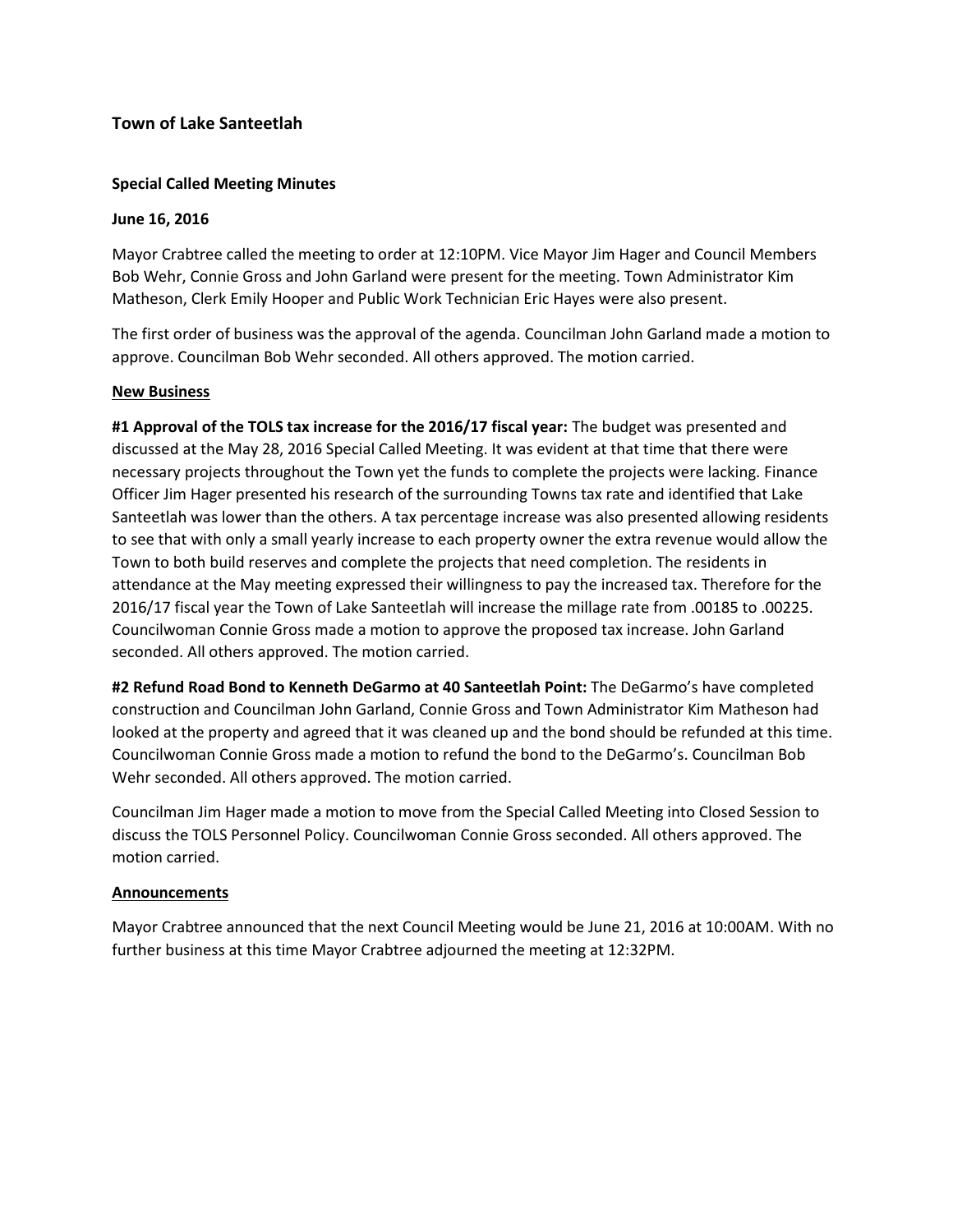## Town of Lake Santeetlah

**Special Called Meeting Minutes**

**June 16, 2016**

Mayor Crabtree called the meeting to order at 12:10PM. Vice Mayor Jim Hager and Council Members Bob Wehr, Connie Gross and John Garland were present for the meeting. Town Administrator Kim Matheson, Clerk Emily Hooper and Public Work Technician Eric Hayes were also present.

The first order of business was the approval of the agenda. Councilman John Garland made a motion to approve. Councilman Bob Wehr seconded. All others approved. The motion carried.

**New Business**

**#1 Approval of the TOLS tax increase for the 2016/17 fiscal year:** The budget was presented and discussed at the May 28, 2016 Special Called Meeting. It was evident at that time that there were necessary projects throughout the Town yet the funds to complete the projects were lacking. Finance Officer Jim Hager presented his research of the surrounding Towns tax rate and identified that Lake Santeetlah was lower than the others. A tax percentage increase was also presented allowing residents to see that with only a small yearly increase to each property owner the extra revenue would allow the Town to both build reserves and complete the projects that need completion. The residents in attendance at the May meeting expressed their willingness to pay the increased tax. Therefore for the 2016/17 fiscal year the Town of Lake Santeetlah will increase the millage rate from .00185 to .00225. Councilwoman Connie Gross made a motion to approve the proposed tax increase. John Garland seconded. All others approved. The motion carried.

**#2 Refund Road Bond to Kenneth DeGarmo at 40 Santeetlah Point:** The DeGarmo's have completed construction and Councilman John Garland, Connie Gross and Town Administrator Kim Matheson had looked at the property and agreed that it was cleaned up and the bond should be refunded at this time. Councilwoman Connie Gross made a motion to refund the bond to the DeGarmo's. Councilman Bob Wehr seconded. All others approved. The motion carried.

Councilman Jim Hager made a motion to move from the Special Called Meeting into Closed Session to discuss the TOLS Personnel Policy. Councilwoman Connie Gross seconded. All others approved. The motion carried.

**Announcements**

Mayor Crabtree announced that the next Council Meeting would be June 21, 2016 at 10:00AM. With no further business at this time Mayor Crabtree adjourned the meeting at 12:32PM.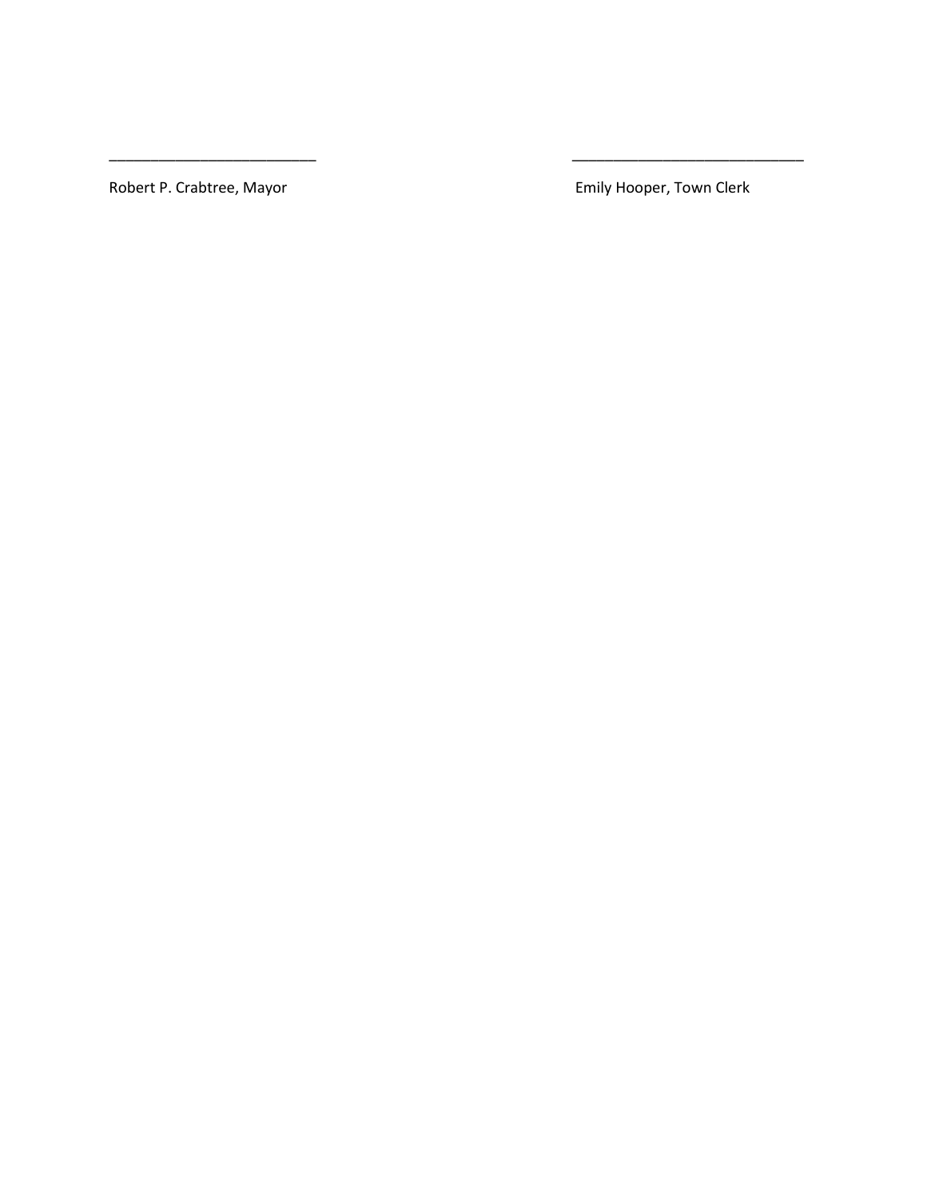_________________________ _____________________________

Robert P. Crabtree, Mayor Emily Hooper, Town Clerk